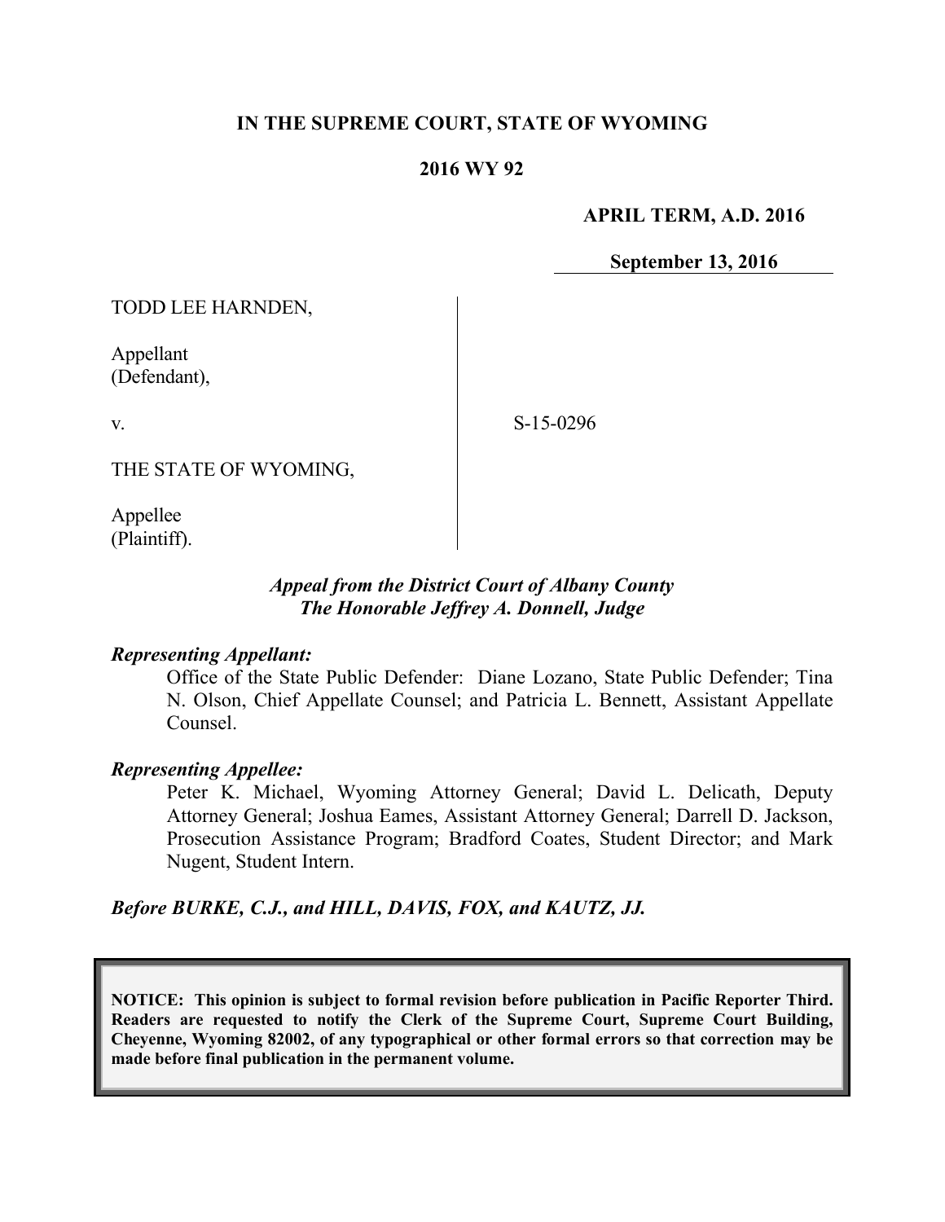**IN THE SUPREME COURT, STATE OF WYOMING**

**2016 WY 92**

**APRIL TERM, A.D. 2016**

**September 13, 2016**

TODD LEE HARNDEN,

Appellant
(Defendant),

v.

THE STATE OF WYOMING,

Appellee
(Plaintiff).

S-15-0296

***Appeal from the District Court of Albany County***
***The Honorable Jeffrey A. Donnell, Judge***

***Representing Appellant:***

Office of the State Public Defender: Diane Lozano, State Public Defender; Tina N. Olson, Chief Appellate Counsel; and Patricia L. Bennett, Assistant Appellate Counsel.

***Representing Appellee:***

Peter K. Michael, Wyoming Attorney General; David L. Delicath, Deputy Attorney General; Joshua Eames, Assistant Attorney General; Darrell D. Jackson, Prosecution Assistance Program; Bradford Coates, Student Director; and Mark Nugent, Student Intern.

***Before BURKE, C.J., and HILL, DAVIS, FOX, and KAUTZ, JJ.***

**NOTICE: This opinion is subject to formal revision before publication in Pacific Reporter Third. Readers are requested to notify the Clerk of the Supreme Court, Supreme Court Building, Cheyenne, Wyoming 82002, of any typographical or other formal errors so that correction may be made before final publication in the permanent volume.**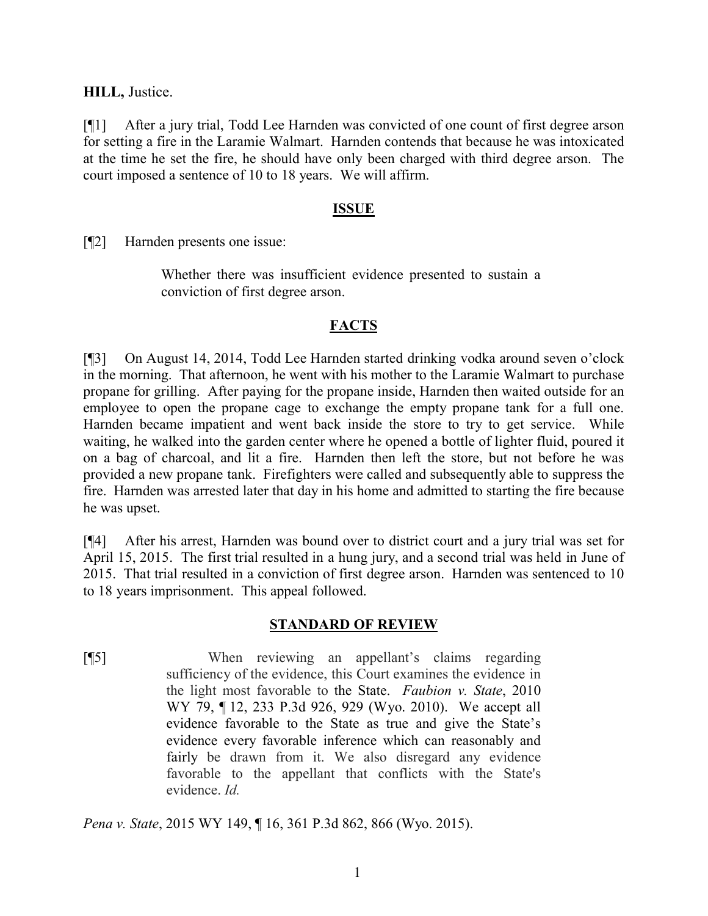**HILL,** Justice.

[¶1] After a jury trial, Todd Lee Harnden was convicted of one count of first degree arson for setting a fire in the Laramie Walmart. Harnden contends that because he was intoxicated at the time he set the fire, he should have only been charged with third degree arson. The court imposed a sentence of 10 to 18 years. We will affirm.

## ISSUE

[¶2] Harnden presents one issue:

> Whether there was insufficient evidence presented to sustain a conviction of first degree arson.

## FACTS

[¶3] On August 14, 2014, Todd Lee Harnden started drinking vodka around seven o'clock in the morning. That afternoon, he went with his mother to the Laramie Walmart to purchase propane for grilling. After paying for the propane inside, Harnden then waited outside for an employee to open the propane cage to exchange the empty propane tank for a full one. Harnden became impatient and went back inside the store to try to get service. While waiting, he walked into the garden center where he opened a bottle of lighter fluid, poured it on a bag of charcoal, and lit a fire. Harnden then left the store, but not before he was provided a new propane tank. Firefighters were called and subsequently able to suppress the fire. Harnden was arrested later that day in his home and admitted to starting the fire because he was upset.

[¶4] After his arrest, Harnden was bound over to district court and a jury trial was set for April 15, 2015. The first trial resulted in a hung jury, and a second trial was held in June of 2015. That trial resulted in a conviction of first degree arson. Harnden was sentenced to 10 to 18 years imprisonment. This appeal followed.

## STANDARD OF REVIEW

[¶5]

> When reviewing an appellant's claims regarding sufficiency of the evidence, this Court examines the evidence in the light most favorable to the State. *Faubion v. State*, 2010 WY 79, ¶ 12, 233 P.3d 926, 929 (Wyo. 2010). We accept all evidence favorable to the State as true and give the State's evidence every favorable inference which can reasonably and fairly be drawn from it. We also disregard any evidence favorable to the appellant that conflicts with the State's evidence. *Id.*

*Pena v. State*, 2015 WY 149, ¶ 16, 361 P.3d 862, 866 (Wyo. 2015).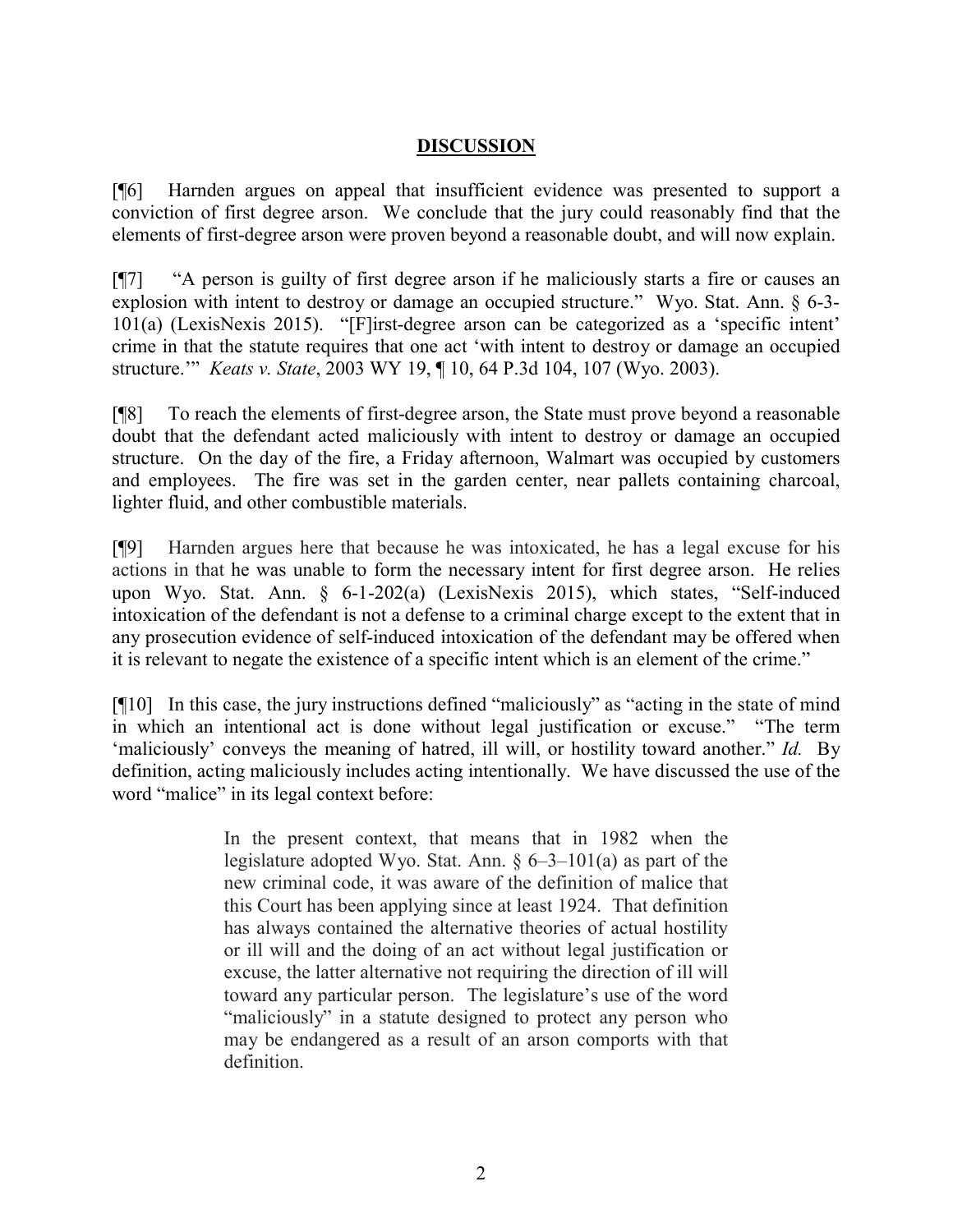## DISCUSSION

[¶6] Harnden argues on appeal that insufficient evidence was presented to support a conviction of first degree arson. We conclude that the jury could reasonably find that the elements of first-degree arson were proven beyond a reasonable doubt, and will now explain.

[¶7] "A person is guilty of first degree arson if he maliciously starts a fire or causes an explosion with intent to destroy or damage an occupied structure." Wyo. Stat. Ann. § 6-3-101(a) (LexisNexis 2015). "[F]irst-degree arson can be categorized as a 'specific intent' crime in that the statute requires that one act 'with intent to destroy or damage an occupied structure.'" *Keats v. State*, 2003 WY 19, ¶ 10, 64 P.3d 104, 107 (Wyo. 2003).

[¶8] To reach the elements of first-degree arson, the State must prove beyond a reasonable doubt that the defendant acted maliciously with intent to destroy or damage an occupied structure. On the day of the fire, a Friday afternoon, Walmart was occupied by customers and employees. The fire was set in the garden center, near pallets containing charcoal, lighter fluid, and other combustible materials.

[¶9] Harnden argues here that because he was intoxicated, he has a legal excuse for his actions in that he was unable to form the necessary intent for first degree arson. He relies upon Wyo. Stat. Ann. § 6-1-202(a) (LexisNexis 2015), which states, "Self-induced intoxication of the defendant is not a defense to a criminal charge except to the extent that in any prosecution evidence of self-induced intoxication of the defendant may be offered when it is relevant to negate the existence of a specific intent which is an element of the crime."

[¶10] In this case, the jury instructions defined "maliciously" as "acting in the state of mind in which an intentional act is done without legal justification or excuse." "The term 'maliciously' conveys the meaning of hatred, ill will, or hostility toward another." *Id.* By definition, acting maliciously includes acting intentionally. We have discussed the use of the word "malice" in its legal context before:

> In the present context, that means that in 1982 when the legislature adopted Wyo. Stat. Ann. § 6–3–101(a) as part of the new criminal code, it was aware of the definition of malice that this Court has been applying since at least 1924. That definition has always contained the alternative theories of actual hostility or ill will and the doing of an act without legal justification or excuse, the latter alternative not requiring the direction of ill will toward any particular person. The legislature's use of the word "maliciously" in a statute designed to protect any person who may be endangered as a result of an arson comports with that definition.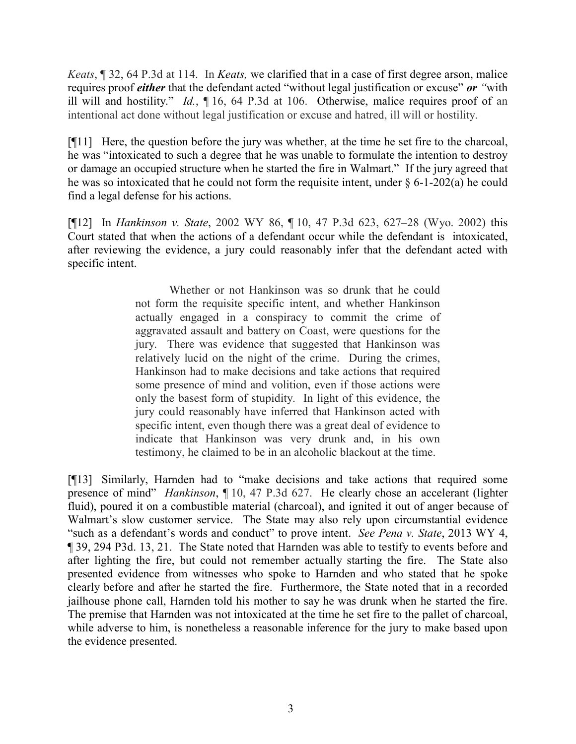*Keats*, ¶ 32, 64 P.3d at 114. In *Keats,* we clarified that in a case of first degree arson, malice requires proof ***either*** that the defendant acted "without legal justification or excuse" ***or*** "with ill will and hostility." *Id.*, ¶ 16, 64 P.3d at 106. Otherwise, malice requires proof of an intentional act done without legal justification or excuse and hatred, ill will or hostility.

[¶11] Here, the question before the jury was whether, at the time he set fire to the charcoal, he was "intoxicated to such a degree that he was unable to formulate the intention to destroy or damage an occupied structure when he started the fire in Walmart." If the jury agreed that he was so intoxicated that he could not form the requisite intent, under § 6-1-202(a) he could find a legal defense for his actions.

[¶12] In *Hankinson v. State*, 2002 WY 86, ¶ 10, 47 P.3d 623, 627–28 (Wyo. 2002) this Court stated that when the actions of a defendant occur while the defendant is intoxicated, after reviewing the evidence, a jury could reasonably infer that the defendant acted with specific intent.

> Whether or not Hankinson was so drunk that he could not form the requisite specific intent, and whether Hankinson actually engaged in a conspiracy to commit the crime of aggravated assault and battery on Coast, were questions for the jury. There was evidence that suggested that Hankinson was relatively lucid on the night of the crime. During the crimes, Hankinson had to make decisions and take actions that required some presence of mind and volition, even if those actions were only the basest form of stupidity. In light of this evidence, the jury could reasonably have inferred that Hankinson acted with specific intent, even though there was a great deal of evidence to indicate that Hankinson was very drunk and, in his own testimony, he claimed to be in an alcoholic blackout at the time.

[¶13] Similarly, Harnden had to "make decisions and take actions that required some presence of mind" *Hankinson*, ¶ 10, 47 P.3d 627. He clearly chose an accelerant (lighter fluid), poured it on a combustible material (charcoal), and ignited it out of anger because of Walmart's slow customer service. The State may also rely upon circumstantial evidence "such as a defendant's words and conduct" to prove intent. *See Pena v. State*, 2013 WY 4, ¶ 39, 294 P3d. 13, 21. The State noted that Harnden was able to testify to events before and after lighting the fire, but could not remember actually starting the fire. The State also presented evidence from witnesses who spoke to Harnden and who stated that he spoke clearly before and after he started the fire. Furthermore, the State noted that in a recorded jailhouse phone call, Harnden told his mother to say he was drunk when he started the fire. The premise that Harnden was not intoxicated at the time he set fire to the pallet of charcoal, while adverse to him, is nonetheless a reasonable inference for the jury to make based upon the evidence presented.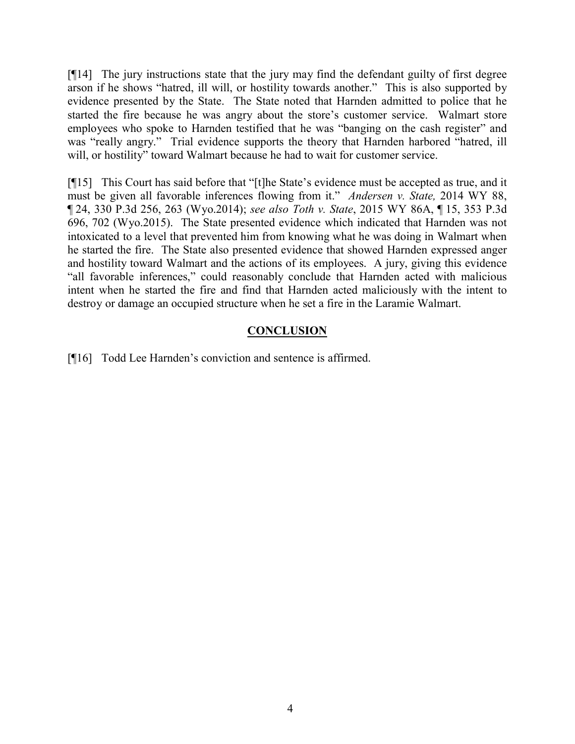[¶14] The jury instructions state that the jury may find the defendant guilty of first degree arson if he shows "hatred, ill will, or hostility towards another." This is also supported by evidence presented by the State. The State noted that Harnden admitted to police that he started the fire because he was angry about the store's customer service. Walmart store employees who spoke to Harnden testified that he was "banging on the cash register" and was "really angry." Trial evidence supports the theory that Harnden harbored "hatred, ill will, or hostility" toward Walmart because he had to wait for customer service.

[¶15] This Court has said before that "[t]he State's evidence must be accepted as true, and it must be given all favorable inferences flowing from it." *Andersen v. State,* 2014 WY 88, ¶ 24, 330 P.3d 256, 263 (Wyo.2014); *see also Toth v. State*, 2015 WY 86A, ¶ 15, 353 P.3d 696, 702 (Wyo.2015). The State presented evidence which indicated that Harnden was not intoxicated to a level that prevented him from knowing what he was doing in Walmart when he started the fire. The State also presented evidence that showed Harnden expressed anger and hostility toward Walmart and the actions of its employees. A jury, giving this evidence "all favorable inferences," could reasonably conclude that Harnden acted with malicious intent when he started the fire and find that Harnden acted maliciously with the intent to destroy or damage an occupied structure when he set a fire in the Laramie Walmart.

## CONCLUSION

[¶16] Todd Lee Harnden's conviction and sentence is affirmed.